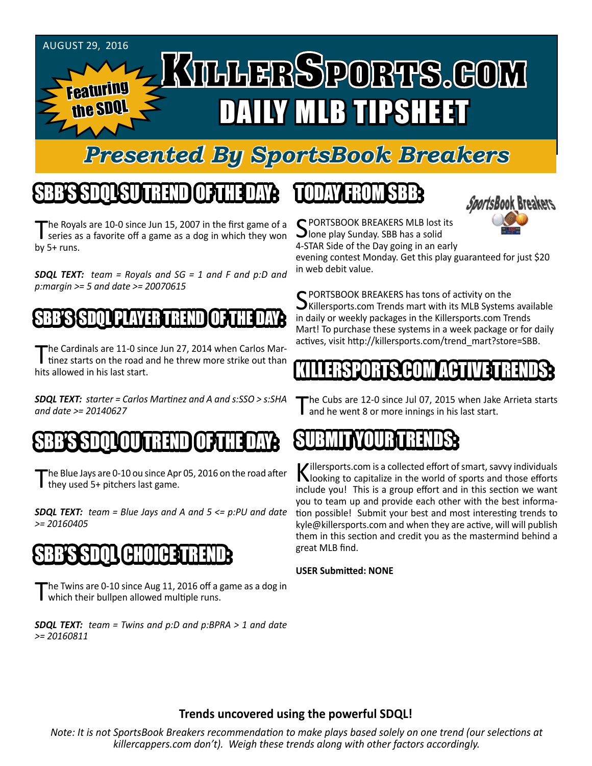AUGUST 29, 2016

Featuring the SDQL

# KILLERSPORTS.COM DAILY MLB TIPSHEET

## Presented By SportsBook Breakers

## SBB'S SDQL SU TREND OF THE DAY:

The Royals are 10-0 since Jun 15, 2007 in the first game of a series as a favorite off a game as a dog in which they won by 5+ runs.

***SDQL TEXT:*** *team = Royals and SG = 1 and F and p:D and p:margin >= 5 and date >= 20070615*

## SBB'S SDQL PLAYER TREND OF THE DAY:

The Cardinals are 11-0 since Jun 27, 2014 when Carlos Martinez starts on the road and he threw more strike out than hits allowed in his last start.

***SDQL TEXT:*** *starter = Carlos Martinez and A and s:SSO > s:SHA and date >= 20140627*

## SBB'S SDQL OU TREND OF THE DAY:

The Blue Jays are 0-10 ou since Apr 05, 2016 on the road after they used 5+ pitchers last game.

***SDQL TEXT:*** *team = Blue Jays and A and 5 <= p:PU and date >= 20160405*

## SBB'S SDQL CHOICE TREND:

The Twins are 0-10 since Aug 11, 2016 off a game as a dog in which their bullpen allowed multiple runs.

***SDQL TEXT:*** *team = Twins and p:D and p:BPRA > 1 and date >= 20160811*

## TODAY FROM SBB:

SportsBook Breakers

SPORTSBOOK BREAKERS MLB lost its lone play Sunday. SBB has a solid 4-STAR Side of the Day going in an early evening contest Monday. Get this play guaranteed for just $20 in web debit value.

SPORTSBOOK BREAKERS has tons of activity on the Killersports.com Trends mart with its MLB Systems available in daily or weekly packages in the Killersports.com Trends Mart! To purchase these systems in a week package or for daily actives, visit http://killersports.com/trend_mart?store=SBB.

## KILLERSPORTS.COM ACTIVE TRENDS:

The Cubs are 12-0 since Jul 07, 2015 when Jake Arrieta starts and he went 8 or more innings in his last start.

## SUBMIT YOUR TRENDS:

Killersports.com is a collected effort of smart, savvy individuals looking to capitalize in the world of sports and those efforts include you! This is a group effort and in this section we want you to team up and provide each other with the best information possible! Submit your best and most interesting trends to kyle@killersports.com and when they are active, will will publish them in this section and credit you as the mastermind behind a great MLB find.

**USER Submitted: NONE**

**Trends uncovered using the powerful SDQL!**

*Note: It is not SportsBook Breakers recommendation to make plays based solely on one trend (our selections at killercappers.com don't). Weigh these trends along with other factors accordingly.*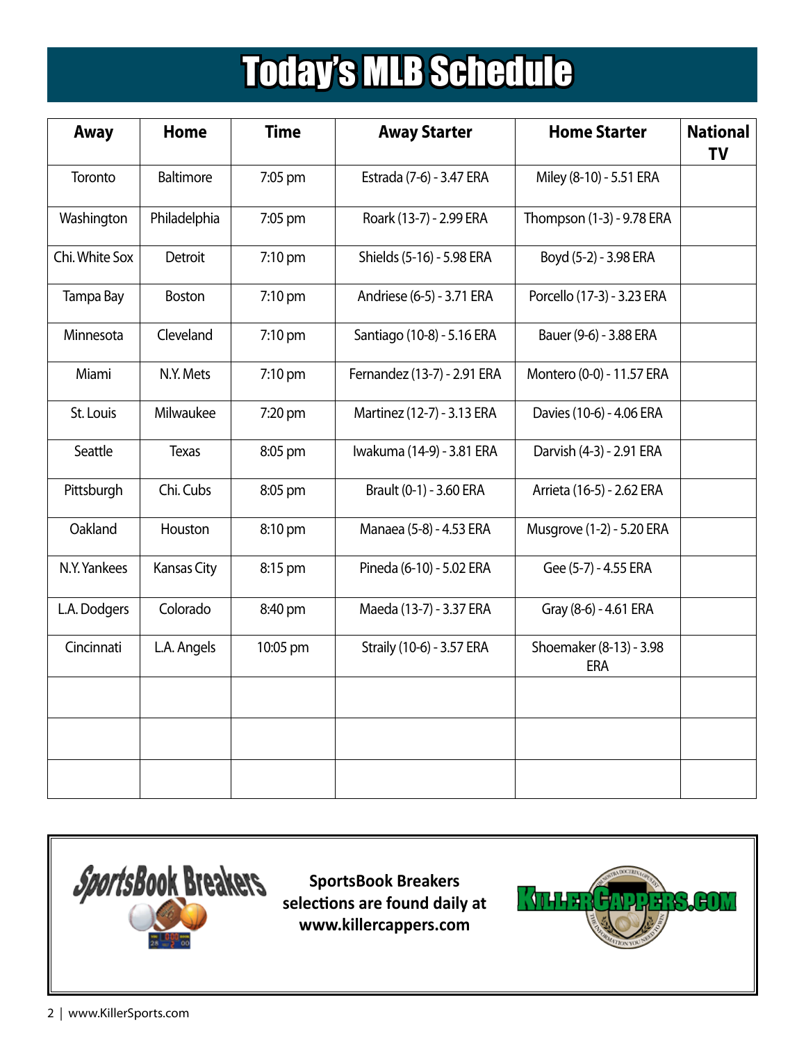# Today's MLB Schedule

| Away | Home | Time | Away Starter | Home Starter | National TV |
|---|---|---|---|---|---|
| Toronto | Baltimore | 7:05 pm | Estrada (7-6) - 3.47 ERA | Miley (8-10) - 5.51 ERA | |
| Washington | Philadelphia | 7:05 pm | Roark (13-7) - 2.99 ERA | Thompson (1-3) - 9.78 ERA | |
| Chi. White Sox | Detroit | 7:10 pm | Shields (5-16) - 5.98 ERA | Boyd (5-2) - 3.98 ERA | |
| Tampa Bay | Boston | 7:10 pm | Andriese (6-5) - 3.71 ERA | Porcello (17-3) - 3.23 ERA | |
| Minnesota | Cleveland | 7:10 pm | Santiago (10-8) - 5.16 ERA | Bauer (9-6) - 3.88 ERA | |
| Miami | N.Y. Mets | 7:10 pm | Fernandez (13-7) - 2.91 ERA | Montero (0-0) - 11.57 ERA | |
| St. Louis | Milwaukee | 7:20 pm | Martinez (12-7) - 3.13 ERA | Davies (10-6) - 4.06 ERA | |
| Seattle | Texas | 8:05 pm | Iwakuma (14-9) - 3.81 ERA | Darvish (4-3) - 2.91 ERA | |
| Pittsburgh | Chi. Cubs | 8:05 pm | Brault (0-1) - 3.60 ERA | Arrieta (16-5) - 2.62 ERA | |
| Oakland | Houston | 8:10 pm | Manaea (5-8) - 4.53 ERA | Musgrove (1-2) - 5.20 ERA | |
| N.Y. Yankees | Kansas City | 8:15 pm | Pineda (6-10) - 5.02 ERA | Gee (5-7) - 4.55 ERA | |
| L.A. Dodgers | Colorado | 8:40 pm | Maeda (13-7) - 3.37 ERA | Gray (8-6) - 4.61 ERA | |
| Cincinnati | L.A. Angels | 10:05 pm | Straily (10-6) - 3.57 ERA | Shoemaker (8-13) - 3.98 ERA | |
| | | | | | |
| | | | | | |
| | | | | | |

SportsBook Breakers

**SportsBook Breakers selections are found daily at www.killercappers.com**

KILLERCAPPERS.COM